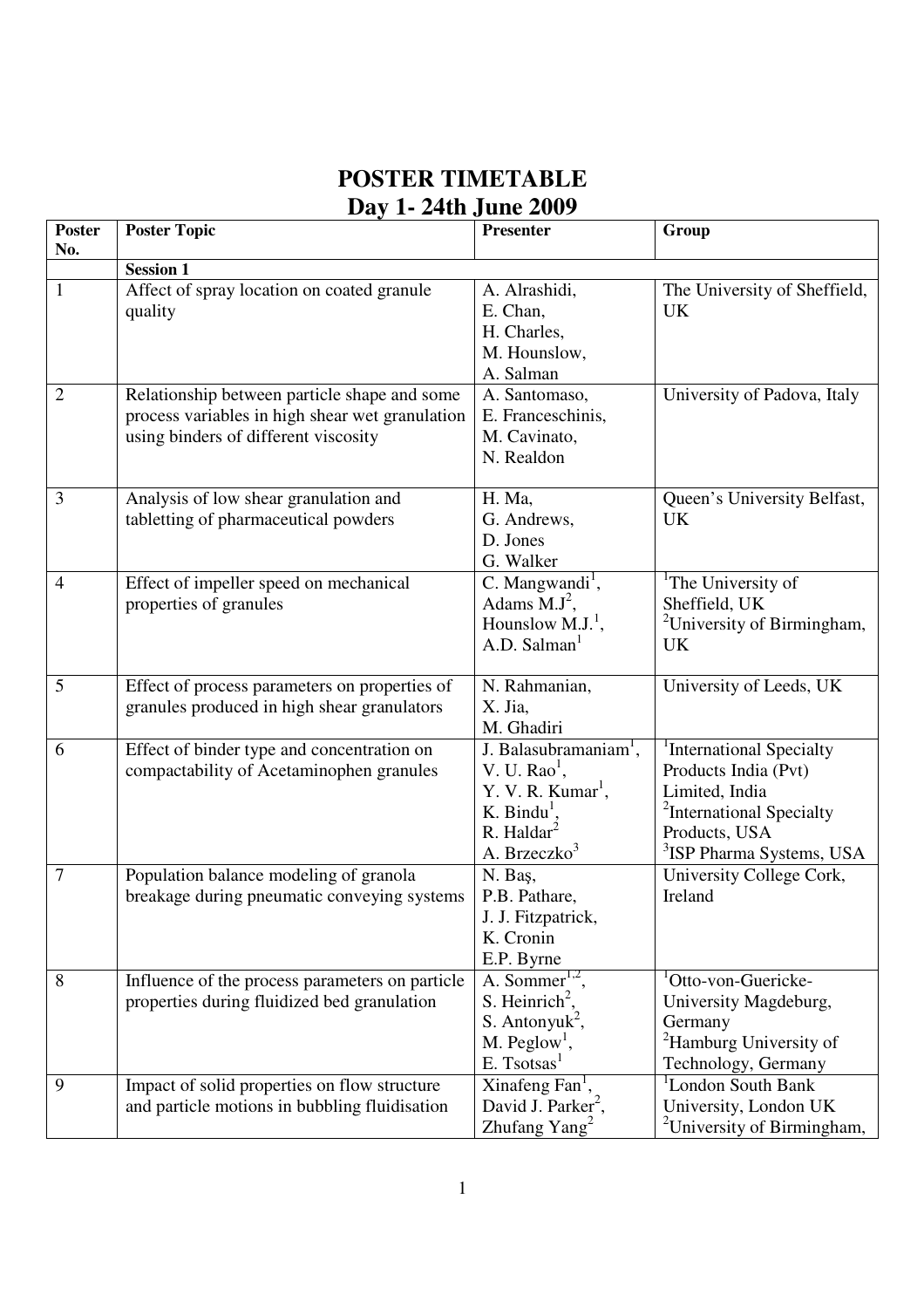# POSTER TIMETABLE
## Day 1- 24th June 2009

| Poster No. | Poster Topic | Presenter | Group |
|---|---|---|---|
| | **Session 1** | | |
| 1 | Affect of spray location on coated granule quality | A. Alrashidi, E. Chan, H. Charles, M. Hounslow, A. Salman | The University of Sheffield, UK |
| 2 | Relationship between particle shape and some process variables in high shear wet granulation using binders of different viscosity | A. Santomaso, E. Franceschinis, M. Cavinato, N. Realdon | University of Padova, Italy |
| 3 | Analysis of low shear granulation and tabletting of pharmaceutical powders | H. Ma, G. Andrews, D. Jones G. Walker | Queen's University Belfast, UK |
| 4 | Effect of impeller speed on mechanical properties of granules | C. Mangwandi[1], Adams M.J[2], Hounslow M.J.[1], A.D. Salman[1] | [1]The University of Sheffield, UK [2]University of Birmingham, UK |
| 5 | Effect of process parameters on properties of granules produced in high shear granulators | N. Rahmanian, X. Jia, M. Ghadiri | University of Leeds, UK |
| 6 | Effect of binder type and concentration on compactability of Acetaminophen granules | J. Balasubramaniam[1], V. U. Rao[1], Y. V. R. Kumar[1], K. Bindu[1], R. Haldar[2] A. Brzeczko[3] | [1]International Specialty Products India (Pvt) Limited, India [2]International Specialty Products, USA [3]ISP Pharma Systems, USA |
| 7 | Population balance modeling of granola breakage during pneumatic conveying systems | N. Baş, P.B. Pathare, J. J. Fitzpatrick, K. Cronin E.P. Byrne | University College Cork, Ireland |
| 8 | Influence of the process parameters on particle properties during fluidized bed granulation | A. Sommer[1,2], S. Heinrich[2], S. Antonyuk[2], M. Peglow[1], E. Tsotsas[1] | [1]Otto-von-Guericke-University Magdeburg, Germany [2]Hamburg University of Technology, Germany |
| 9 | Impact of solid properties on flow structure and particle motions in bubbling fluidisation | Xinafeng Fan[1], David J. Parker[2], Zhufang Yang[2] | [1]London South Bank University, London UK [2]University of Birmingham, |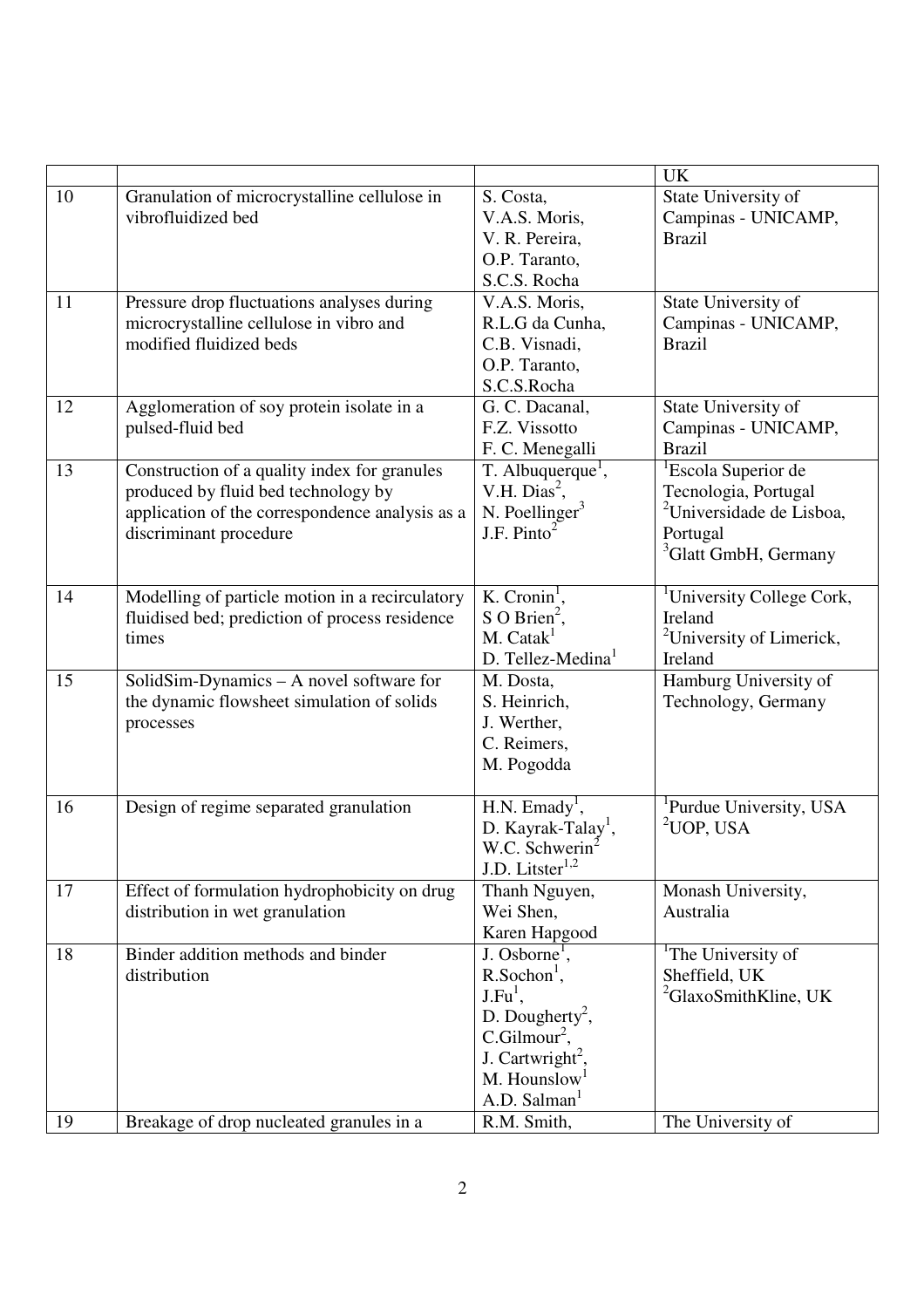| | | | UK |
|---|---|---|---|
| 10 | Granulation of microcrystalline cellulose in vibrofluidized bed | S. Costa, V.A.S. Moris, V. R. Pereira, O.P. Taranto, S.C.S. Rocha | State University of Campinas - UNICAMP, Brazil |
| 11 | Pressure drop fluctuations analyses during microcrystalline cellulose in vibro and modified fluidized beds | V.A.S. Moris, R.L.G da Cunha, C.B. Visnadi, O.P. Taranto, S.C.S.Rocha | State University of Campinas - UNICAMP, Brazil |
| 12 | Agglomeration of soy protein isolate in a pulsed-fluid bed | G. C. Dacanal, F.Z. Vissotto F. C. Menegalli | State University of Campinas - UNICAMP, Brazil |
| 13 | Construction of a quality index for granules produced by fluid bed technology by application of the correspondence analysis as a discriminant procedure | T. Albuquerque[1], V.H. Dias[2], N. Poellinger[3] J.F. Pinto[2] | [1]Escola Superior de Tecnologia, Portugal [2]Universidade de Lisboa, Portugal [3]Glatt GmbH, Germany |
| 14 | Modelling of particle motion in a recirculatory fluidised bed; prediction of process residence times | K. Cronin[1], S O Brien[2], M. Catak[1] D. Tellez-Medina[1] | [1]University College Cork, Ireland [2]University of Limerick, Ireland |
| 15 | SolidSim-Dynamics – A novel software for the dynamic flowsheet simulation of solids processes | M. Dosta, S. Heinrich, J. Werther, C. Reimers, M. Pogodda | Hamburg University of Technology, Germany |
| 16 | Design of regime separated granulation | H.N. Emady[1], D. Kayrak-Talay[1], W.C. Schwerin[2] J.D. Litster[1,2] | [1]Purdue University, USA [2]UOP, USA |
| 17 | Effect of formulation hydrophobicity on drug distribution in wet granulation | Thanh Nguyen, Wei Shen, Karen Hapgood | Monash University, Australia |
| 18 | Binder addition methods and binder distribution | J. Osborne[1], R.Sochon[1], J.Fu[1], D. Dougherty[2], C.Gilmour[2], J. Cartwright[2], M. Hounslow[1] A.D. Salman[1] | [1]The University of Sheffield, UK [2]GlaxoSmithKline, UK |
| 19 | Breakage of drop nucleated granules in a | R.M. Smith, | The University of |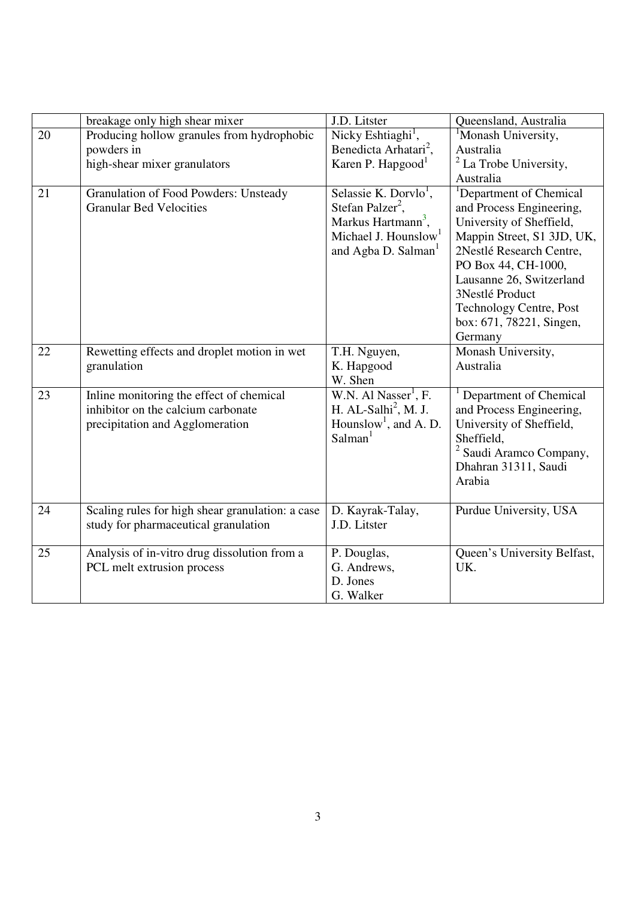| | | | |
|---|---|---|---|
| | breakage only high shear mixer | J.D. Litster | Queensland, Australia |
| 20 | Producing hollow granules from hydrophobic powders in high-shear mixer granulators | Nicky Eshtiaghi[1], Benedicta Arhatari[2], Karen P. Hapgood[1] | [1]Monash University, Australia [2] La Trobe University, Australia |
| 21 | Granulation of Food Powders: Unsteady Granular Bed Velocities | Selassie K. Dorvlo[1], Stefan Palzer[2], Markus Hartmann[3], Michael J. Hounslow[1] and Agba D. Salman[1] | [1]Department of Chemical and Process Engineering, University of Sheffield, Mappin Street, S1 3JD, UK, 2Nestlé Research Centre, PO Box 44, CH-1000, Lausanne 26, Switzerland 3Nestlé Product Technology Centre, Post box: 671, 78221, Singen, Germany |
| 22 | Rewetting effects and droplet motion in wet granulation | T.H. Nguyen, K. Hapgood W. Shen | Monash University, Australia |
| 23 | Inline monitoring the effect of chemical inhibitor on the calcium carbonate precipitation and Agglomeration | W.N. Al Nasser[1], F. H. AL-Salhi[2], M. J. Hounslow[1], and A. D. Salman[1] | [1] Department of Chemical and Process Engineering, University of Sheffield, Sheffield, [2] Saudi Aramco Company, Dhahran 31311, Saudi Arabia |
| 24 | Scaling rules for high shear granulation: a case study for pharmaceutical granulation | D. Kayrak-Talay, J.D. Litster | Purdue University, USA |
| 25 | Analysis of in-vitro drug dissolution from a PCL melt extrusion process | P. Douglas, G. Andrews, D. Jones G. Walker | Queen's University Belfast, UK. |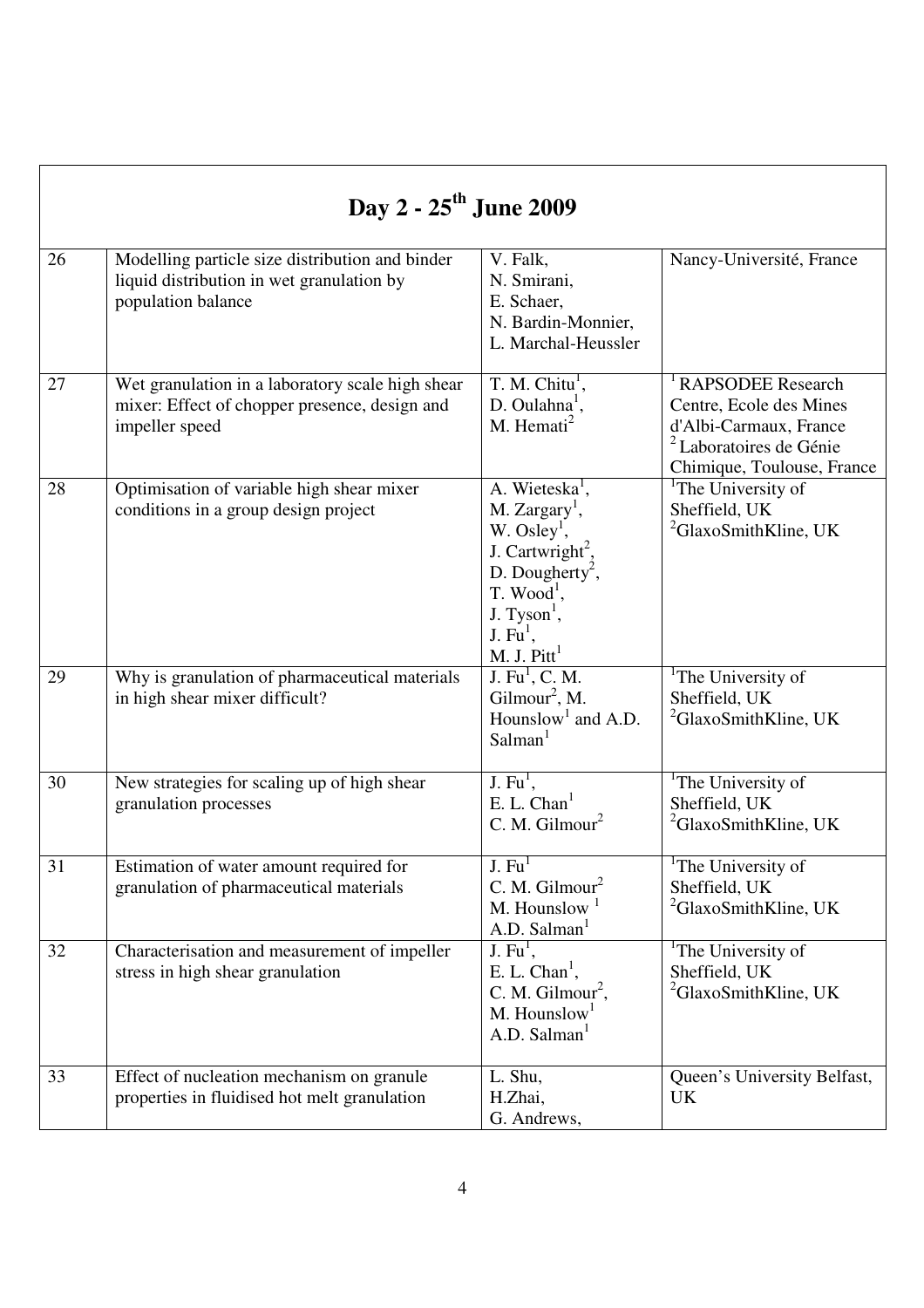## Day 2 - 25th June 2009

| | | | |
|---|---|---|---|
| 26 | Modelling particle size distribution and binder liquid distribution in wet granulation by population balance | V. Falk, N. Smirani, E. Schaer, N. Bardin-Monnier, L. Marchal-Heussler | Nancy-Université, France |
| 27 | Wet granulation in a laboratory scale high shear mixer: Effect of chopper presence, design and impeller speed | T. M. Chitu[1], D. Oulahna[1], M. Hemati[2] | [1] RAPSODEE Research Centre, Ecole des Mines d'Albi-Carmaux, France [2] Laboratoires de Génie Chimique, Toulouse, France |
| 28 | Optimisation of variable high shear mixer conditions in a group design project | A. Wieteska[1], M. Zargary[1], W. Osley[1], J. Cartwright[2], D. Dougherty[2], T. Wood[1], J. Tyson[1], J. Fu[1], M. J. Pitt[1] | [1]The University of Sheffield, UK [2]GlaxoSmithKline, UK |
| 29 | Why is granulation of pharmaceutical materials in high shear mixer difficult? | J. Fu[1], C. M. Gilmour[2], M. Hounslow[1] and A.D. Salman[1] | [1]The University of Sheffield, UK [2]GlaxoSmithKline, UK |
| 30 | New strategies for scaling up of high shear granulation processes | J. Fu[1], E. L. Chan[1] C. M. Gilmour[2] | [1]The University of Sheffield, UK [2]GlaxoSmithKline, UK |
| 31 | Estimation of water amount required for granulation of pharmaceutical materials | J. Fu[1] C. M. Gilmour[2] M. Hounslow [1] A.D. Salman[1] | [1]The University of Sheffield, UK [2]GlaxoSmithKline, UK |
| 32 | Characterisation and measurement of impeller stress in high shear granulation | J. Fu[1], E. L. Chan[1], C. M. Gilmour[2], M. Hounslow[1] A.D. Salman[1] | [1]The University of Sheffield, UK [2]GlaxoSmithKline, UK |
| 33 | Effect of nucleation mechanism on granule properties in fluidised hot melt granulation | L. Shu, H.Zhai, G. Andrews, | Queen's University Belfast, UK |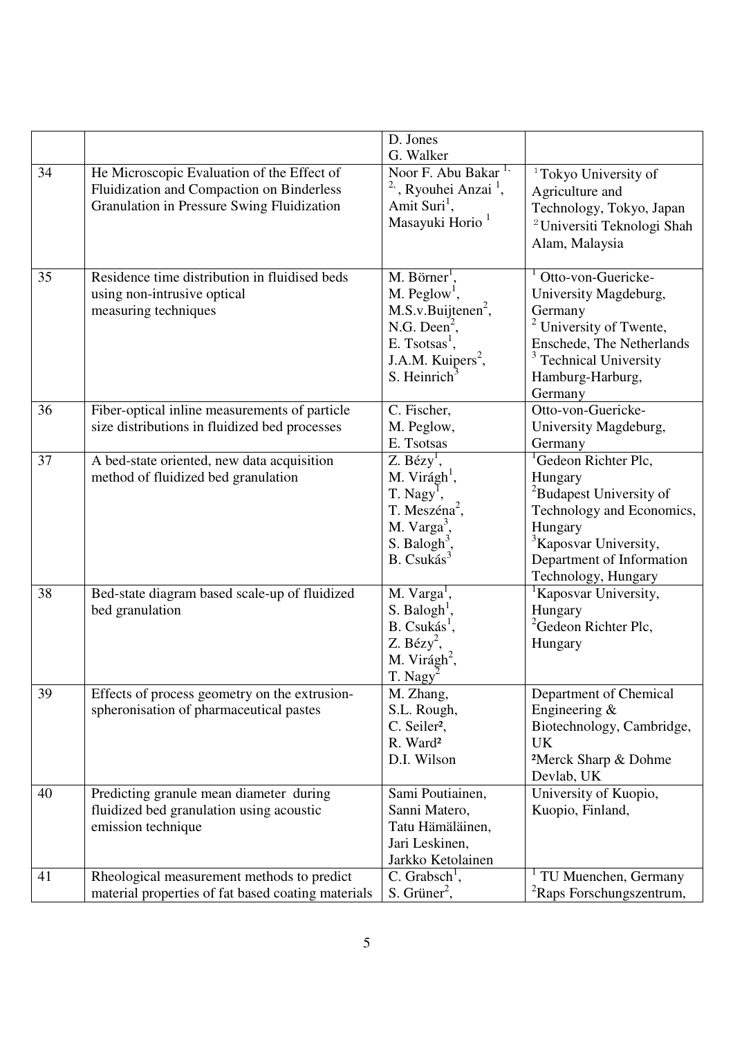| | | | |
|---|---|---|---|
| | | D. Jones<br>G. Walker | |
| 34 | He Microscopic Evaluation of the Effect of Fluidization and Compaction on Binderless Granulation in Pressure Swing Fluidization | Noor F. Abu Bakar [1,2], Ryouhei Anzai [1], Amit Suri[1], Masayuki Horio [1] | [1]Tokyo University of Agriculture and Technology, Tokyo, Japan<br>[2]Universiti Teknologi Shah Alam, Malaysia |
| 35 | Residence time distribution in fluidised beds using non-intrusive optical measuring techniques | M. Börner[1], M. Peglow[1], M.S.v.Buijtenen[2], N.G. Deen[2], E. Tsotsas[1], J.A.M. Kuipers[2], S. Heinrich[3] | [1] Otto-von-Guericke-University Magdeburg, Germany<br>[2] University of Twente, Enschede, The Netherlands<br>[3] Technical University Hamburg-Harburg, Germany |
| 36 | Fiber-optical inline measurements of particle size distributions in fluidized bed processes | C. Fischer, M. Peglow, E. Tsotsas | Otto-von-Guericke-University Magdeburg, Germany |
| 37 | A bed-state oriented, new data acquisition method of fluidized bed granulation | Z. Bézy[1], M. Virágh[1], T. Nagy[1], T. Meszéna[2], M. Varga[3], S. Balogh[3], B. Csukás[3] | [1]Gedeon Richter Plc, Hungary<br>[2]Budapest University of Technology and Economics, Hungary<br>[3]Kaposvar University, Department of Information Technology, Hungary |
| 38 | Bed-state diagram based scale-up of fluidized bed granulation | M. Varga[1], S. Balogh[1], B. Csukás[1], Z. Bézy[2], M. Virágh[2], T. Nagy[2] | [1]Kaposvar University, Hungary<br>[2]Gedeon Richter Plc, Hungary |
| 39 | Effects of process geometry on the extrusion-spheronisation of pharmaceutical pastes | M. Zhang, S.L. Rough, C. Seiler[2], R. Ward[2] D.I. Wilson | Department of Chemical Engineering & Biotechnology, Cambridge, UK<br>[2]Merck Sharp & Dohme Devlab, UK |
| 40 | Predicting granule mean diameter during fluidized bed granulation using acoustic emission technique | Sami Poutiainen, Sanni Matero, Tatu Hämäläinen, Jari Leskinen, Jarkko Ketolainen | University of Kuopio, Kuopio, Finland, |
| 41 | Rheological measurement methods to predict material properties of fat based coating materials | C. Grabsch[1], S. Grüner[2], | [1] TU Muenchen, Germany<br>[2]Raps Forschungszentrum, |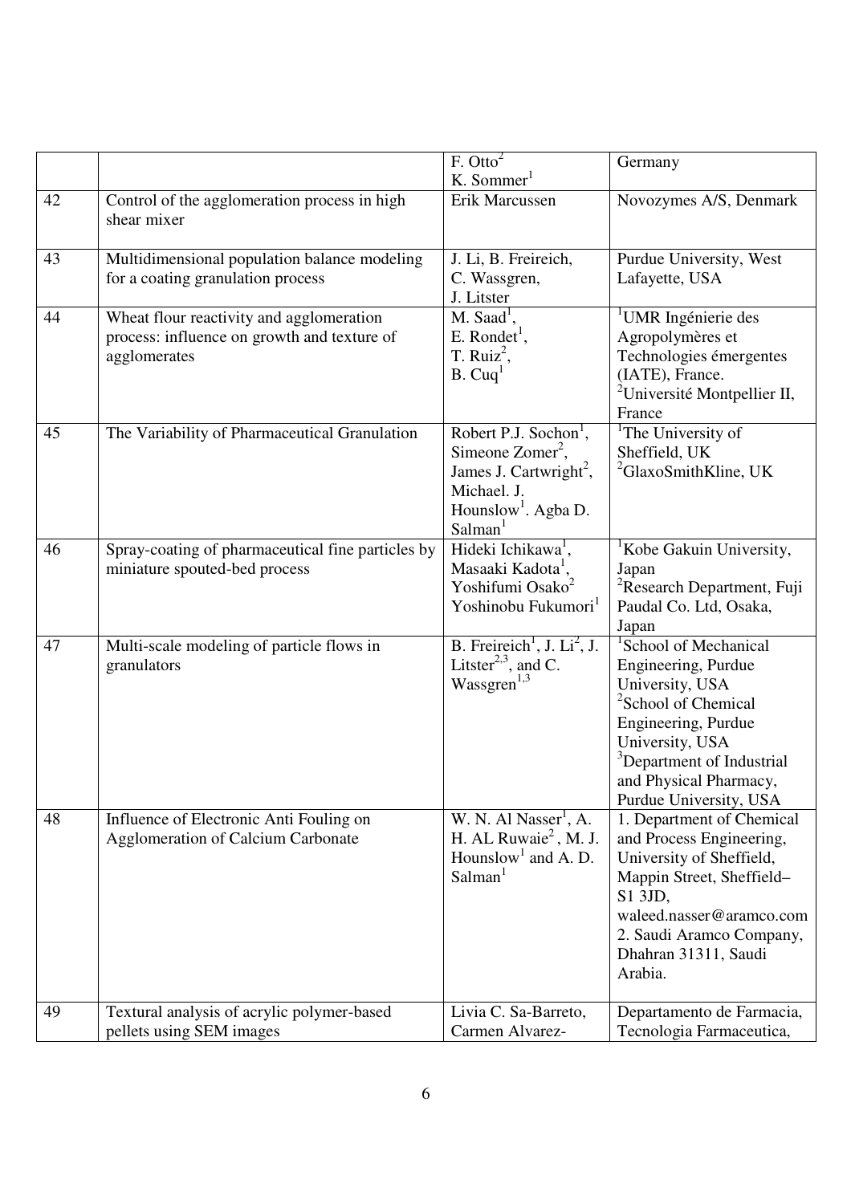| | | | |
|---|---|---|---|
| | | F. Otto[2] K. Sommer[1] | Germany |
| 42 | Control of the agglomeration process in high shear mixer | Erik Marcussen | Novozymes A/S, Denmark |
| 43 | Multidimensional population balance modeling for a coating granulation process | J. Li, B. Freireich, C. Wassgren, J. Litster | Purdue University, West Lafayette, USA |
| 44 | Wheat flour reactivity and agglomeration process: influence on growth and texture of agglomerates | M. Saad[1], E. Rondet[1], T. Ruiz[2], B. Cuq[1] | [1]UMR Ingénierie des Agropolymères et Technologies émergentes (IATE), France. [2]Université Montpellier II, France |
| 45 | The Variability of Pharmaceutical Granulation | Robert P.J. Sochon[1], Simeone Zomer[2], James J. Cartwright[2], Michael. J. Hounslow[1]. Agba D. Salman[1] | [1]The University of Sheffield, UK [2]GlaxoSmithKline, UK |
| 46 | Spray-coating of pharmaceutical fine particles by miniature spouted-bed process | Hideki Ichikawa[1], Masaaki Kadota[1], Yoshifumi Osako[2] Yoshinobu Fukumori[1] | [1]Kobe Gakuin University, Japan [2]Research Department, Fuji Paudal Co. Ltd, Osaka, Japan |
| 47 | Multi-scale modeling of particle flows in granulators | B. Freireich[1], J. Li[2], J. Litster[2,3], and C. Wassgren[1,3] | [1]School of Mechanical Engineering, Purdue University, USA [2]School of Chemical Engineering, Purdue University, USA [3]Department of Industrial and Physical Pharmacy, Purdue University, USA |
| 48 | Influence of Electronic Anti Fouling on Agglomeration of Calcium Carbonate | W. N. Al Nasser[1], A. H. AL Ruwaie[2], M. J. Hounslow[1] and A. D. Salman[1] | 1. Department of Chemical and Process Engineering, University of Sheffield, Mappin Street, Sheffield– S1 3JD, waleed.nasser@aramco.com 2. Saudi Aramco Company, Dhahran 31311, Saudi Arabia. |
| 49 | Textural analysis of acrylic polymer-based pellets using SEM images | Livia C. Sa-Barreto, Carmen Alvarez- | Departamento de Farmacia, Tecnologia Farmaceutica, |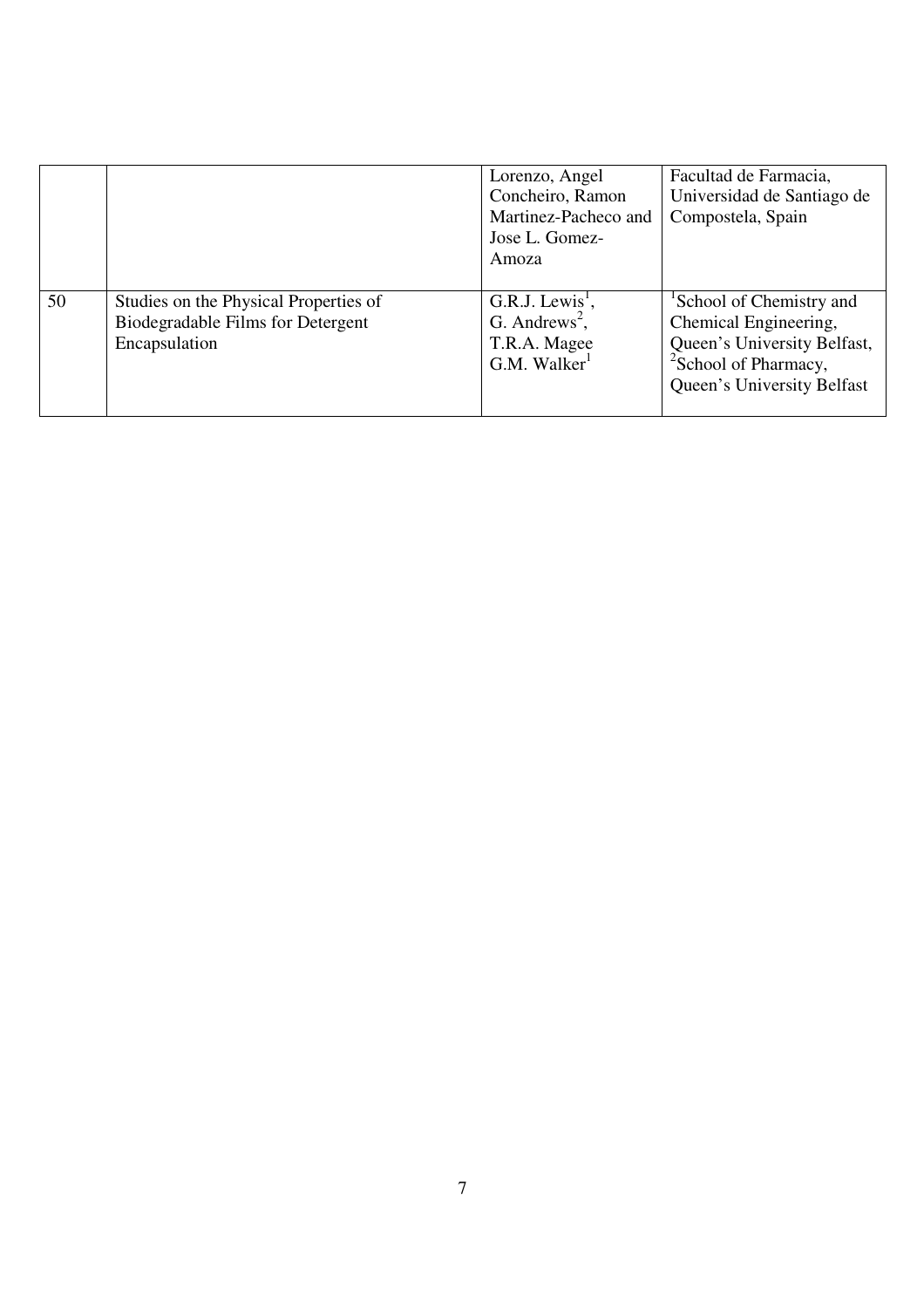|  |  |  |  |
|---|---|---|---|
|  |  | Lorenzo, Angel Concheiro, Ramon Martinez-Pacheco and Jose L. Gomez-Amoza | Facultad de Farmacia, Universidad de Santiago de Compostela, Spain |
| 50 | Studies on the Physical Properties of Biodegradable Films for Detergent Encapsulation | G.R.J. Lewis[1], G. Andrews[2], T.R.A. Magee G.M. Walker[1] | [1]School of Chemistry and Chemical Engineering, Queen's University Belfast, [2]School of Pharmacy, Queen's University Belfast |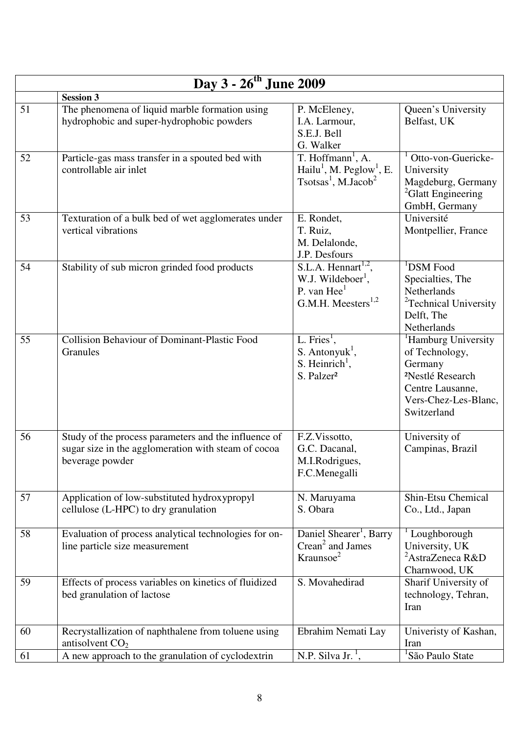| Day 3 - 26th June 2009 | | | |
|---|---|---|---|
| | **Session 3** | | |
| 51 | The phenomena of liquid marble formation using hydrophobic and super-hydrophobic powders | P. McEleney, I.A. Larmour, S.E.J. Bell G. Walker | Queen's University Belfast, UK |
| 52 | Particle-gas mass transfer in a spouted bed with controllable air inlet | T. Hoffmann[1], A. Hailu[1], M. Peglow[1], E. Tsotsas[1], M.Jacob[2] | [1] Otto-von-Guericke-University Magdeburg, Germany [2]Glatt Engineering GmbH, Germany |
| 53 | Texturation of a bulk bed of wet agglomerates under vertical vibrations | E. Rondet, T. Ruiz, M. Delalonde, J.P. Desfours | Université Montpellier, France |
| 54 | Stability of sub micron grinded food products | S.L.A. Hennart[1,2], W.J. Wildeboer[1], P. van Hee[1] G.M.H. Meesters[1,2] | [1]DSM Food Specialties, The Netherlands [2]Technical University Delft, The Netherlands |
| 55 | Collision Behaviour of Dominant-Plastic Food Granules | L. Fries[1], S. Antonyuk[1], S. Heinrich[1], S. Palzer[2] | [1]Hamburg University of Technology, Germany [2]Nestlé Research Centre Lausanne, Vers-Chez-Les-Blanc, Switzerland |
| 56 | Study of the process parameters and the influence of sugar size in the agglomeration with steam of cocoa beverage powder | F.Z.Vissotto, G.C. Dacanal, M.I.Rodrigues, F.C.Menegalli | University of Campinas, Brazil |
| 57 | Application of low-substituted hydroxypropyl cellulose (L-HPC) to dry granulation | N. Maruyama S. Obara | Shin-Etsu Chemical Co., Ltd., Japan |
| 58 | Evaluation of process analytical technologies for on-line particle size measurement | Daniel Shearer[1], Barry Crean[2] and James Kraunsoe[2] | [1] Loughborough University, UK [2]AstraZeneca R&D Charnwood, UK |
| 59 | Effects of process variables on kinetics of fluidized bed granulation of lactose | S. Movahedirad | Sharif University of technology, Tehran, Iran |
| 60 | Recrystallization of naphthalene from toluene using antisolvent $CO_2$ | Ebrahim Nemati Lay | Univeristy of Kashan, Iran |
| 61 | A new approach to the granulation of cyclodextrin | N.P. Silva Jr. [1], | [1]São Paulo State |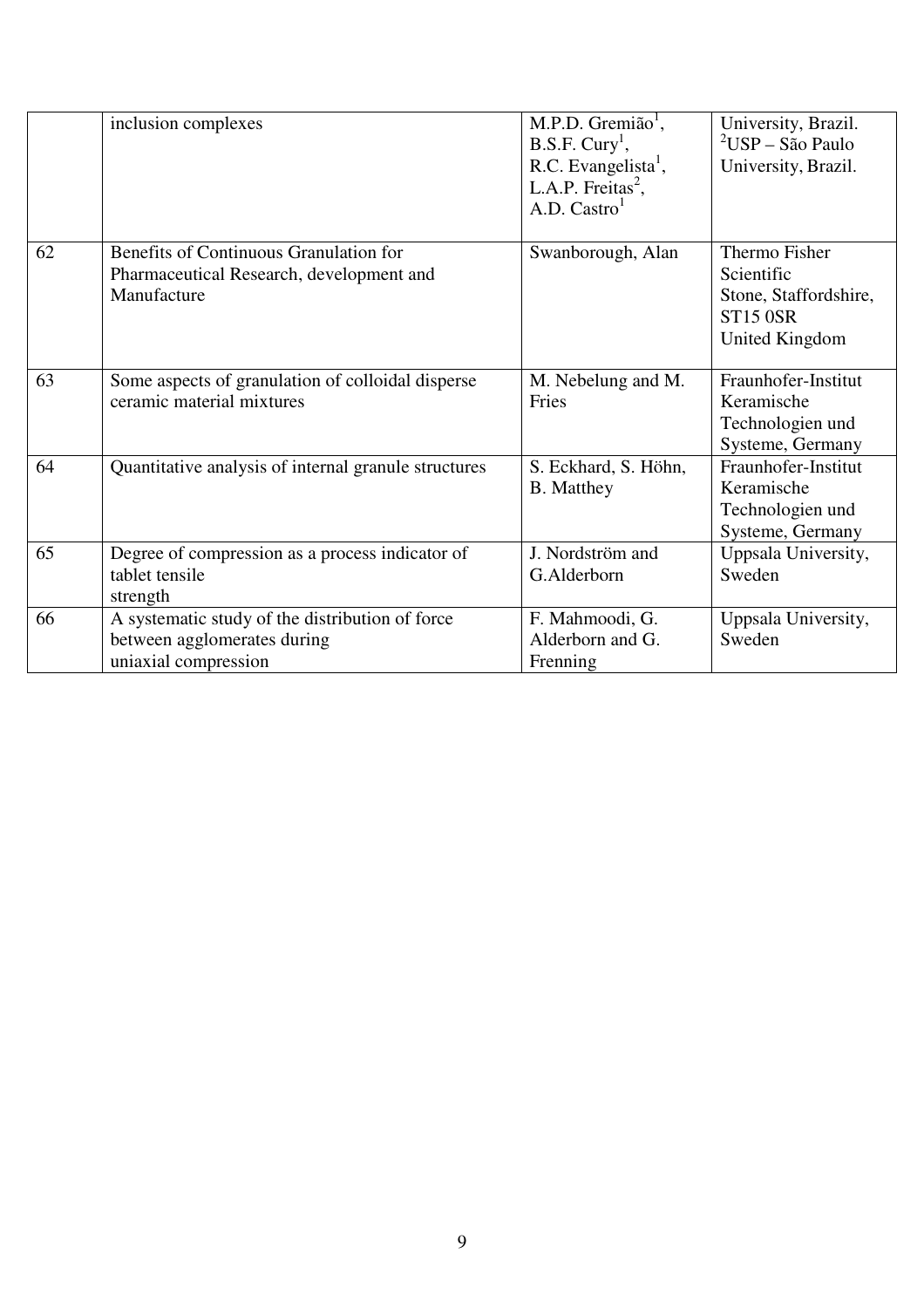| | | | |
|---|---|---|---|
| | inclusion complexes | M.P.D. Gremião[1], B.S.F. Cury[1], R.C. Evangelista[1], L.A.P. Freitas[2], A.D. Castro[1] | University, Brazil. [2]USP – São Paulo University, Brazil. |
| 62 | Benefits of Continuous Granulation for Pharmaceutical Research, development and Manufacture | Swanborough, Alan | Thermo Fisher Scientific Stone, Staffordshire, ST15 0SR United Kingdom |
| 63 | Some aspects of granulation of colloidal disperse ceramic material mixtures | M. Nebelung and M. Fries | Fraunhofer-Institut Keramische Technologien und Systeme, Germany |
| 64 | Quantitative analysis of internal granule structures | S. Eckhard, S. Höhn, B. Matthey | Fraunhofer-Institut Keramische Technologien und Systeme, Germany |
| 65 | Degree of compression as a process indicator of tablet tensile strength | J. Nordström and G.Alderborn | Uppsala University, Sweden |
| 66 | A systematic study of the distribution of force between agglomerates during uniaxial compression | F. Mahmoodi, G. Alderborn and G. Frenning | Uppsala University, Sweden |